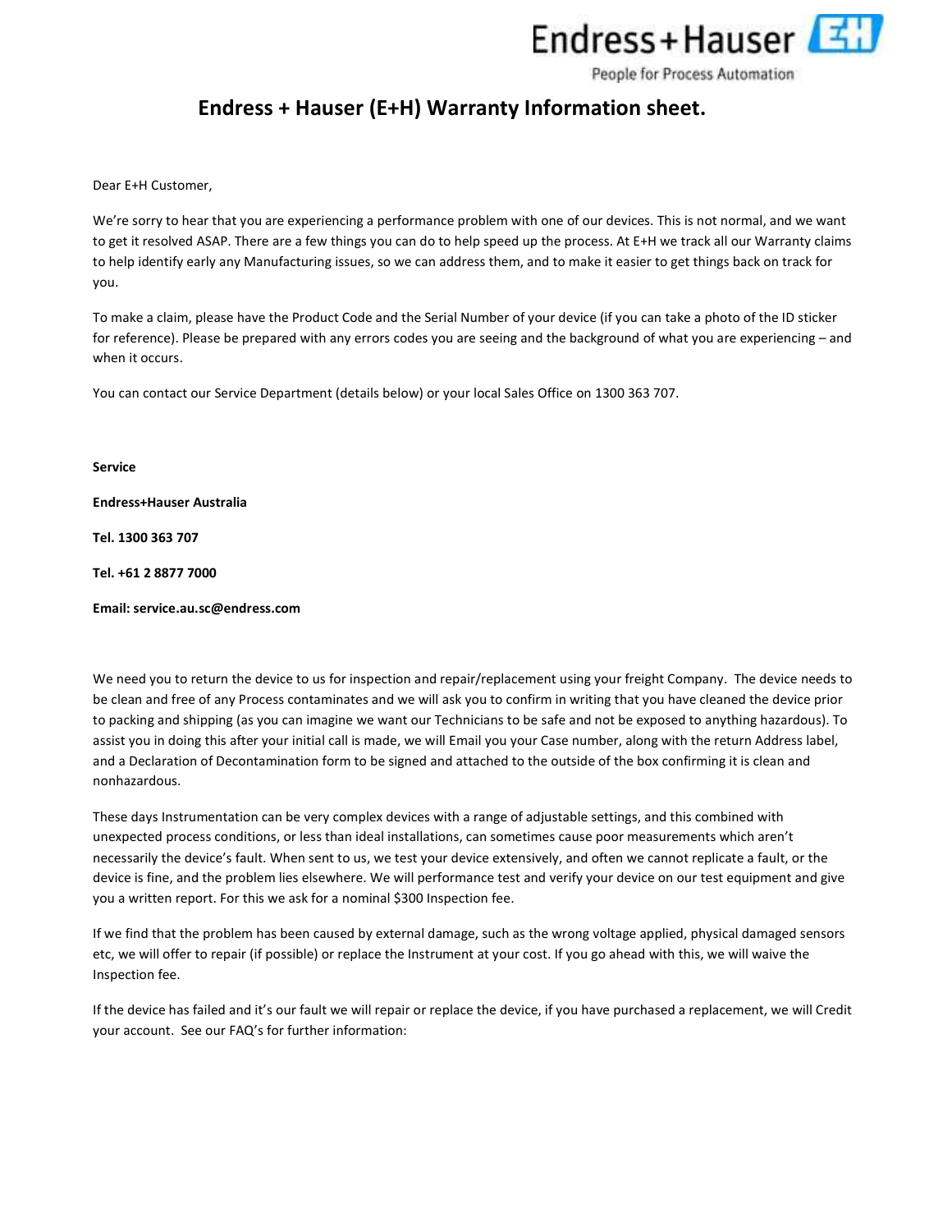# Endress + Hauser (E+H) Warranty Information sheet.

Dear E+H Customer,

We're sorry to hear that you are experiencing a performance problem with one of our devices. This is not normal, and we want to get it resolved ASAP. There are a few things you can do to help speed up the process. At E+H we track all our Warranty claims to help identify early any Manufacturing issues, so we can address them, and to make it easier to get things back on track for you.

To make a claim, please have the Product Code and the Serial Number of your device (if you can take a photo of the ID sticker for reference). Please be prepared with any errors codes you are seeing and the background of what you are experiencing – and when it occurs.

You can contact our Service Department (details below) or your local Sales Office on 1300 363 707.

**Service**

**Endress+Hauser Australia**

**Tel. 1300 363 707**

**Tel. +61 2 8877 7000**

**Email: service.au.sc@endress.com**

We need you to return the device to us for inspection and repair/replacement using your freight Company. The device needs to be clean and free of any Process contaminates and we will ask you to confirm in writing that you have cleaned the device prior to packing and shipping (as you can imagine we want our Technicians to be safe and not be exposed to anything hazardous). To assist you in doing this after your initial call is made, we will Email you your Case number, along with the return Address label, and a Declaration of Decontamination form to be signed and attached to the outside of the box confirming it is clean and nonhazardous.

These days Instrumentation can be very complex devices with a range of adjustable settings, and this combined with unexpected process conditions, or less than ideal installations, can sometimes cause poor measurements which aren't necessarily the device's fault. When sent to us, we test your device extensively, and often we cannot replicate a fault, or the device is fine, and the problem lies elsewhere. We will performance test and verify your device on our test equipment and give you a written report. For this we ask for a nominal $300 Inspection fee.

If we find that the problem has been caused by external damage, such as the wrong voltage applied, physical damaged sensors etc, we will offer to repair (if possible) or replace the Instrument at your cost. If you go ahead with this, we will waive the Inspection fee.

If the device has failed and it's our fault we will repair or replace the device, if you have purchased a replacement, we will Credit your account. See our FAQ's for further information: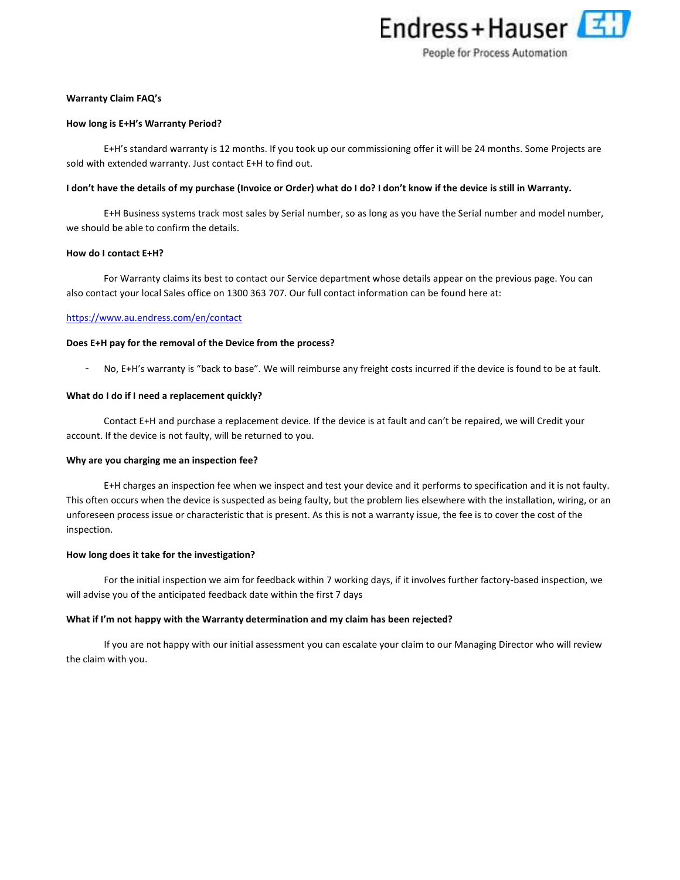**Warranty Claim FAQ's**

**How long is E+H's Warranty Period?**

E+H's standard warranty is 12 months. If you took up our commissioning offer it will be 24 months. Some Projects are sold with extended warranty. Just contact E+H to find out.

**I don't have the details of my purchase (Invoice or Order) what do I do? I don't know if the device is still in Warranty.**

E+H Business systems track most sales by Serial number, so as long as you have the Serial number and model number, we should be able to confirm the details.

**How do I contact E+H?**

For Warranty claims its best to contact our Service department whose details appear on the previous page. You can also contact your local Sales office on 1300 363 707. Our full contact information can be found here at:

https://www.au.endress.com/en/contact

**Does E+H pay for the removal of the Device from the process?**

- No, E+H's warranty is "back to base". We will reimburse any freight costs incurred if the device is found to be at fault.

**What do I do if I need a replacement quickly?**

Contact E+H and purchase a replacement device. If the device is at fault and can't be repaired, we will Credit your account. If the device is not faulty, will be returned to you.

**Why are you charging me an inspection fee?**

E+H charges an inspection fee when we inspect and test your device and it performs to specification and it is not faulty. This often occurs when the device is suspected as being faulty, but the problem lies elsewhere with the installation, wiring, or an unforeseen process issue or characteristic that is present. As this is not a warranty issue, the fee is to cover the cost of the inspection.

**How long does it take for the investigation?**

For the initial inspection we aim for feedback within 7 working days, if it involves further factory-based inspection, we will advise you of the anticipated feedback date within the first 7 days

**What if I'm not happy with the Warranty determination and my claim has been rejected?**

If you are not happy with our initial assessment you can escalate your claim to our Managing Director who will review the claim with you.